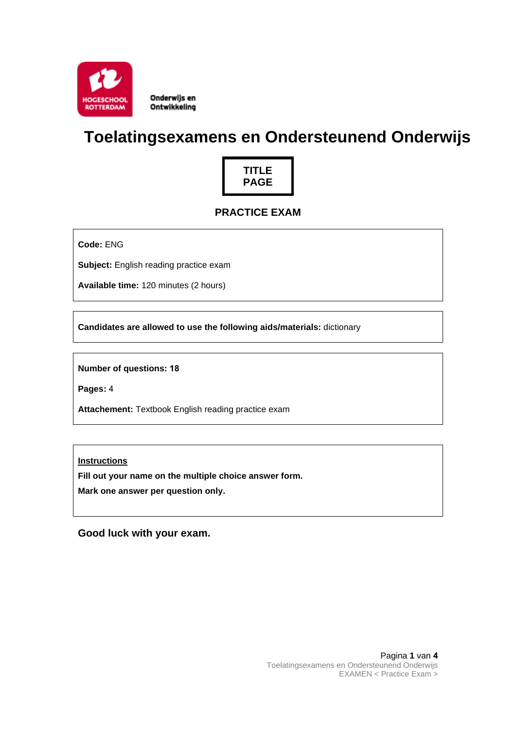HOGESCHOOL ROTTERDAM

Onderwijs en Ontwikkeling

# Toelatingsexamens en Ondersteunend Onderwijs

**TITLE PAGE**

## PRACTICE EXAM

**Code:** ENG

**Subject:** English reading practice exam

**Available time:** 120 minutes (2 hours)

**Candidates are allowed to use the following aids/materials:** dictionary

**Number of questions: 18**

**Pages:** 4

**Attachement:** Textbook English reading practice exam

**Instructions**

**Fill out your name on the multiple choice answer form.**

**Mark one answer per question only.**

**Good luck with your exam.**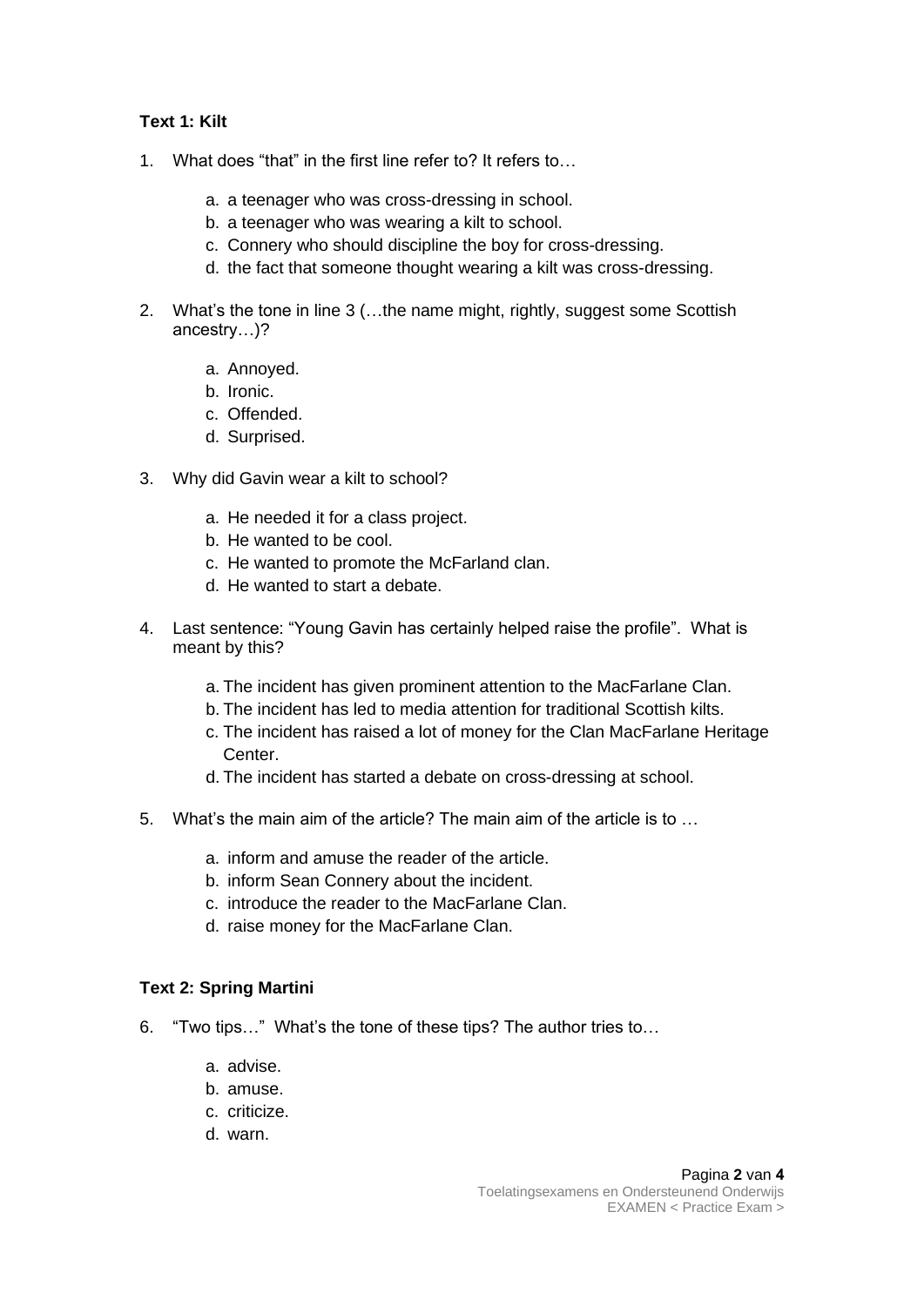### Text 1: Kilt

1. What does “that” in the first line refer to? It refers to…

   a. a teenager who was cross-dressing in school.
   b. a teenager who was wearing a kilt to school.
   c. Connery who should discipline the boy for cross-dressing.
   d. the fact that someone thought wearing a kilt was cross-dressing.

2. What’s the tone in line 3 (…the name might, rightly, suggest some Scottish ancestry…)?

   a. Annoyed.
   b. Ironic.
   c. Offended.
   d. Surprised.

3. Why did Gavin wear a kilt to school?

   a. He needed it for a class project.
   b. He wanted to be cool.
   c. He wanted to promote the McFarland clan.
   d. He wanted to start a debate.

4. Last sentence: “Young Gavin has certainly helped raise the profile”. What is meant by this?

   a. The incident has given prominent attention to the MacFarlane Clan.
   b. The incident has led to media attention for traditional Scottish kilts.
   c. The incident has raised a lot of money for the Clan MacFarlane Heritage Center.
   d. The incident has started a debate on cross-dressing at school.

5. What’s the main aim of the article? The main aim of the article is to …

   a. inform and amuse the reader of the article.
   b. inform Sean Connery about the incident.
   c. introduce the reader to the MacFarlane Clan.
   d. raise money for the MacFarlane Clan.

### Text 2: Spring Martini

6. “Two tips…” What’s the tone of these tips? The author tries to…

   a. advise.
   b. amuse.
   c. criticize.
   d. warn.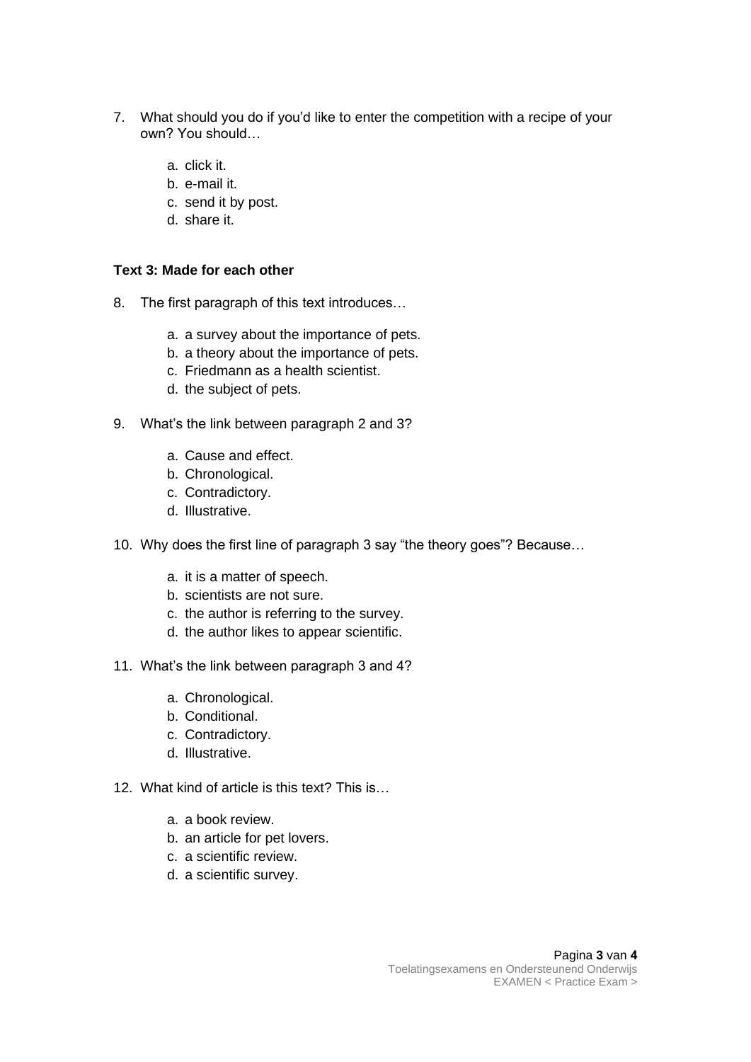7. What should you do if you'd like to enter the competition with a recipe of your own? You should…

   a. click it.
   b. e-mail it.
   c. send it by post.
   d. share it.

**Text 3: Made for each other**

8. The first paragraph of this text introduces…

   a. a survey about the importance of pets.
   b. a theory about the importance of pets.
   c. Friedmann as a health scientist.
   d. the subject of pets.

9. What's the link between paragraph 2 and 3?

   a. Cause and effect.
   b. Chronological.
   c. Contradictory.
   d. Illustrative.

10. Why does the first line of paragraph 3 say "the theory goes"? Because…

    a. it is a matter of speech.
    b. scientists are not sure.
    c. the author is referring to the survey.
    d. the author likes to appear scientific.

11. What's the link between paragraph 3 and 4?

    a. Chronological.
    b. Conditional.
    c. Contradictory.
    d. Illustrative.

12. What kind of article is this text? This is…

    a. a book review.
    b. an article for pet lovers.
    c. a scientific review.
    d. a scientific survey.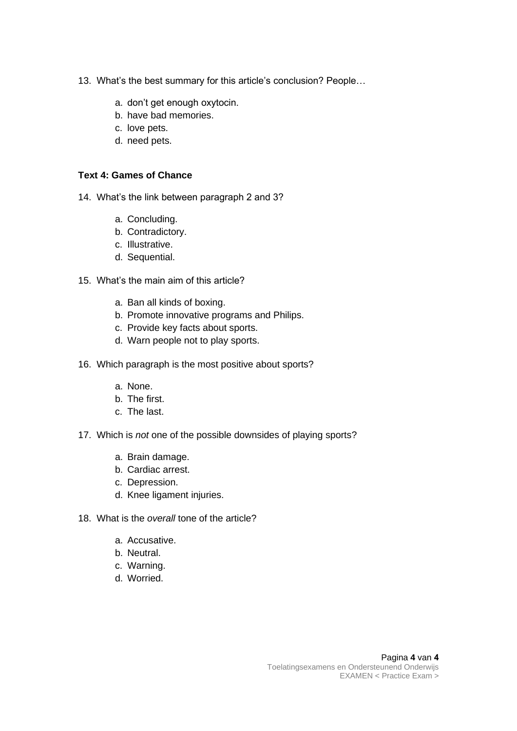13. What's the best summary for this article's conclusion? People…

    a. don't get enough oxytocin.
    b. have bad memories.
    c. love pets.
    d. need pets.

**Text 4: Games of Chance**

14. What's the link between paragraph 2 and 3?

    a. Concluding.
    b. Contradictory.
    c. Illustrative.
    d. Sequential.

15. What's the main aim of this article?

    a. Ban all kinds of boxing.
    b. Promote innovative programs and Philips.
    c. Provide key facts about sports.
    d. Warn people not to play sports.

16. Which paragraph is the most positive about sports?

    a. None.
    b. The first.
    c. The last.

17. Which is *not* one of the possible downsides of playing sports?

    a. Brain damage.
    b. Cardiac arrest.
    c. Depression.
    d. Knee ligament injuries.

18. What is the *overall* tone of the article?

    a. Accusative.
    b. Neutral.
    c. Warning.
    d. Worried.